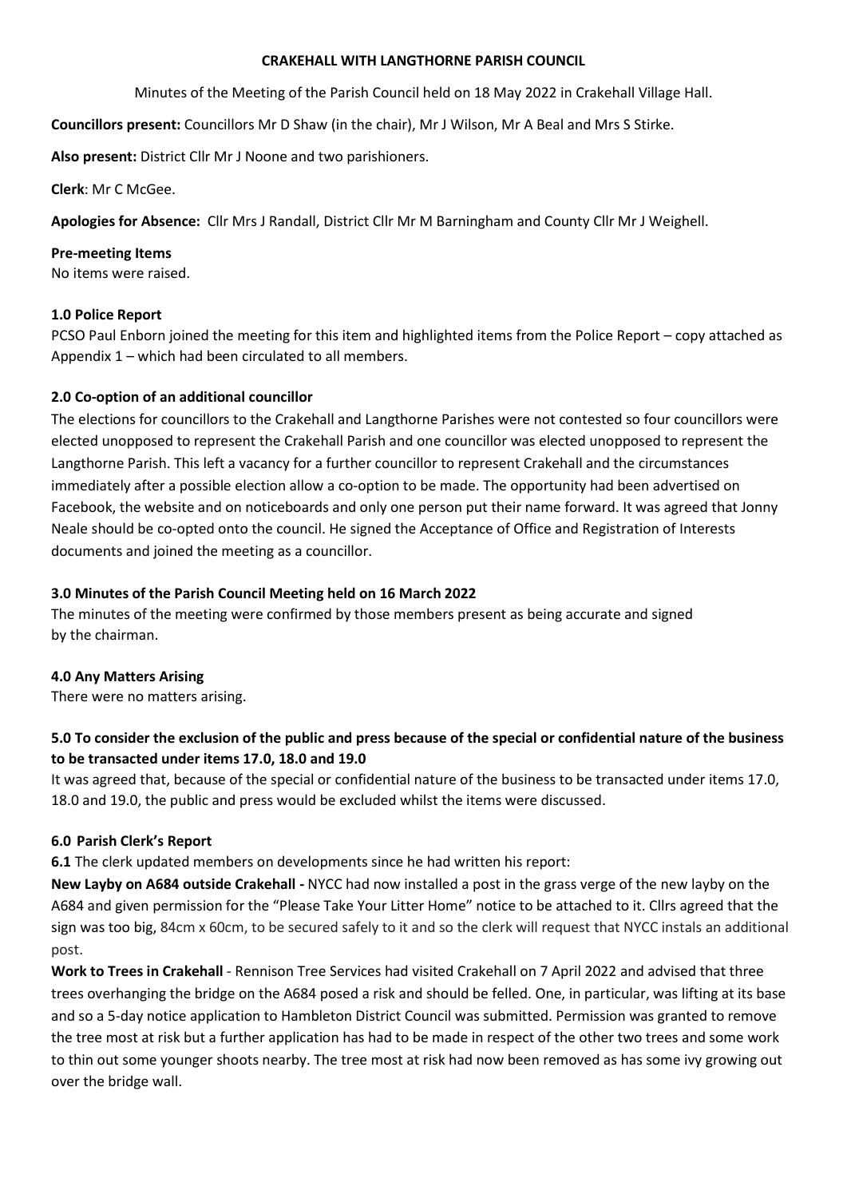**CRAKEHALL WITH LANGTHORNE PARISH COUNCIL**

Minutes of the Meeting of the Parish Council held on 18 May 2022 in Crakehall Village Hall.

**Councillors present:** Councillors Mr D Shaw (in the chair), Mr J Wilson, Mr A Beal and Mrs S Stirke.

**Also present:** District Cllr Mr J Noone and two parishioners.

**Clerk**: Mr C McGee.

**Apologies for Absence:** Cllr Mrs J Randall, District Cllr Mr M Barningham and County Cllr Mr J Weighell.

**Pre-meeting Items**
No items were raised.

**1.0 Police Report**
PCSO Paul Enborn joined the meeting for this item and highlighted items from the Police Report – copy attached as Appendix 1 – which had been circulated to all members.

**2.0 Co-option of an additional councillor**
The elections for councillors to the Crakehall and Langthorne Parishes were not contested so four councillors were elected unopposed to represent the Crakehall Parish and one councillor was elected unopposed to represent the Langthorne Parish. This left a vacancy for a further councillor to represent Crakehall and the circumstances immediately after a possible election allow a co-option to be made. The opportunity had been advertised on Facebook, the website and on noticeboards and only one person put their name forward. It was agreed that Jonny Neale should be co-opted onto the council. He signed the Acceptance of Office and Registration of Interests documents and joined the meeting as a councillor.

**3.0 Minutes of the Parish Council Meeting held on 16 March 2022**
The minutes of the meeting were confirmed by those members present as being accurate and signed by the chairman.

**4.0 Any Matters Arising**
There were no matters arising.

**5.0 To consider the exclusion of the public and press because of the special or confidential nature of the business to be transacted under items 17.0, 18.0 and 19.0**
It was agreed that, because of the special or confidential nature of the business to be transacted under items 17.0, 18.0 and 19.0, the public and press would be excluded whilst the items were discussed.

**6.0 Parish Clerk's Report**
**6.1** The clerk updated members on developments since he had written his report:
**New Layby on A684 outside Crakehall -** NYCC had now installed a post in the grass verge of the new layby on the A684 and given permission for the "Please Take Your Litter Home" notice to be attached to it. Cllrs agreed that the sign was too big, 84cm x 60cm, to be secured safely to it and so the clerk will request that NYCC instals an additional post.
**Work to Trees in Crakehall** - Rennison Tree Services had visited Crakehall on 7 April 2022 and advised that three trees overhanging the bridge on the A684 posed a risk and should be felled. One, in particular, was lifting at its base and so a 5-day notice application to Hambleton District Council was submitted. Permission was granted to remove the tree most at risk but a further application has had to be made in respect of the other two trees and some work to thin out some younger shoots nearby. The tree most at risk had now been removed as has some ivy growing out over the bridge wall.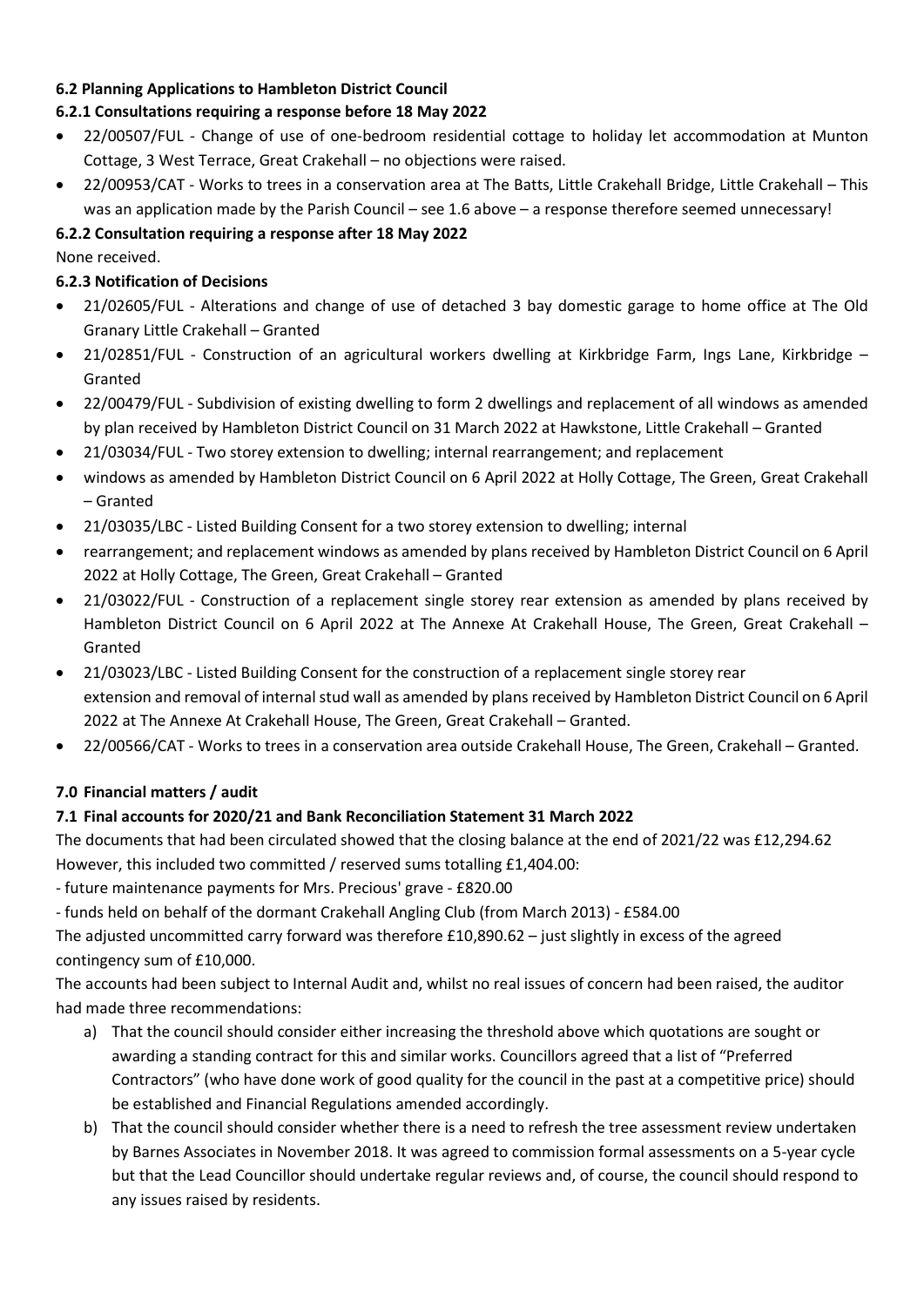**6.2 Planning Applications to Hambleton District Council**

**6.2.1 Consultations requiring a response before 18 May 2022**

- 22/00507/FUL - Change of use of one-bedroom residential cottage to holiday let accommodation at Munton Cottage, 3 West Terrace, Great Crakehall – no objections were raised.
- 22/00953/CAT - Works to trees in a conservation area at The Batts, Little Crakehall Bridge, Little Crakehall – This was an application made by the Parish Council – see 1.6 above – a response therefore seemed unnecessary!

**6.2.2 Consultation requiring a response after 18 May 2022**

None received.

**6.2.3 Notification of Decisions**

- 21/02605/FUL - Alterations and change of use of detached 3 bay domestic garage to home office at The Old Granary Little Crakehall – Granted
- 21/02851/FUL - Construction of an agricultural workers dwelling at Kirkbridge Farm, Ings Lane, Kirkbridge – Granted
- 22/00479/FUL - Subdivision of existing dwelling to form 2 dwellings and replacement of all windows as amended by plan received by Hambleton District Council on 31 March 2022 at Hawkstone, Little Crakehall – Granted
- 21/03034/FUL - Two storey extension to dwelling; internal rearrangement; and replacement
- windows as amended by Hambleton District Council on 6 April 2022 at Holly Cottage, The Green, Great Crakehall – Granted
- 21/03035/LBC - Listed Building Consent for a two storey extension to dwelling; internal
- rearrangement; and replacement windows as amended by plans received by Hambleton District Council on 6 April 2022 at Holly Cottage, The Green, Great Crakehall – Granted
- 21/03022/FUL - Construction of a replacement single storey rear extension as amended by plans received by Hambleton District Council on 6 April 2022 at The Annexe At Crakehall House, The Green, Great Crakehall – Granted
- 21/03023/LBC - Listed Building Consent for the construction of a replacement single storey rear extension and removal of internal stud wall as amended by plans received by Hambleton District Council on 6 April 2022 at The Annexe At Crakehall House, The Green, Great Crakehall – Granted.
- 22/00566/CAT - Works to trees in a conservation area outside Crakehall House, The Green, Crakehall – Granted.

**7.0 Financial matters / audit**

**7.1 Final accounts for 2020/21 and Bank Reconciliation Statement 31 March 2022**

The documents that had been circulated showed that the closing balance at the end of 2021/22 was £12,294.62 However, this included two committed / reserved sums totalling £1,404.00:

- future maintenance payments for Mrs. Precious' grave - £820.00

- funds held on behalf of the dormant Crakehall Angling Club (from March 2013) - £584.00

The adjusted uncommitted carry forward was therefore £10,890.62 – just slightly in excess of the agreed contingency sum of £10,000.

The accounts had been subject to Internal Audit and, whilst no real issues of concern had been raised, the auditor had made three recommendations:

a) That the council should consider either increasing the threshold above which quotations are sought or awarding a standing contract for this and similar works. Councillors agreed that a list of "Preferred Contractors" (who have done work of good quality for the council in the past at a competitive price) should be established and Financial Regulations amended accordingly.
b) That the council should consider whether there is a need to refresh the tree assessment review undertaken by Barnes Associates in November 2018. It was agreed to commission formal assessments on a 5-year cycle but that the Lead Councillor should undertake regular reviews and, of course, the council should respond to any issues raised by residents.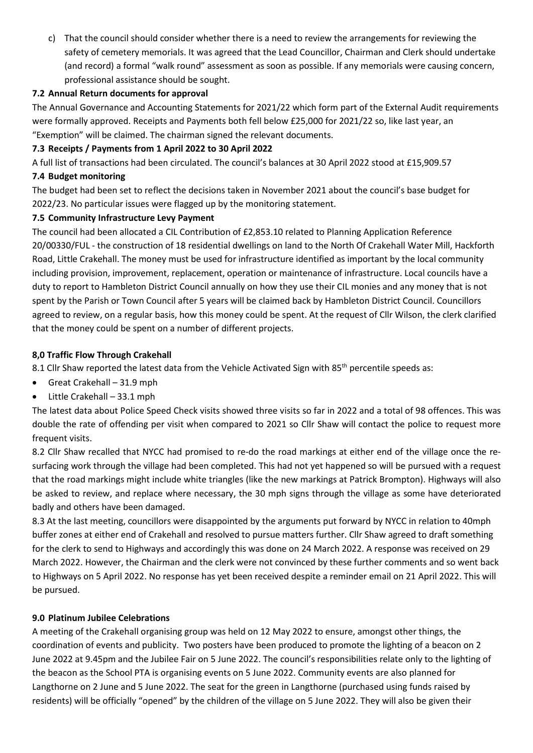c) That the council should consider whether there is a need to review the arrangements for reviewing the safety of cemetery memorials. It was agreed that the Lead Councillor, Chairman and Clerk should undertake (and record) a formal "walk round" assessment as soon as possible. If any memorials were causing concern, professional assistance should be sought.

**7.2 Annual Return documents for approval**

The Annual Governance and Accounting Statements for 2021/22 which form part of the External Audit requirements were formally approved. Receipts and Payments both fell below £25,000 for 2021/22 so, like last year, an "Exemption" will be claimed. The chairman signed the relevant documents.

**7.3 Receipts / Payments from 1 April 2022 to 30 April 2022**

A full list of transactions had been circulated. The council's balances at 30 April 2022 stood at £15,909.57

**7.4 Budget monitoring**

The budget had been set to reflect the decisions taken in November 2021 about the council's base budget for 2022/23. No particular issues were flagged up by the monitoring statement.

**7.5 Community Infrastructure Levy Payment**

The council had been allocated a CIL Contribution of £2,853.10 related to Planning Application Reference 20/00330/FUL - the construction of 18 residential dwellings on land to the North Of Crakehall Water Mill, Hackforth Road, Little Crakehall. The money must be used for infrastructure identified as important by the local community including provision, improvement, replacement, operation or maintenance of infrastructure. Local councils have a duty to report to Hambleton District Council annually on how they use their CIL monies and any money that is not spent by the Parish or Town Council after 5 years will be claimed back by Hambleton District Council. Councillors agreed to review, on a regular basis, how this money could be spent. At the request of Cllr Wilson, the clerk clarified that the money could be spent on a number of different projects.

**8,0 Traffic Flow Through Crakehall**

8.1 Cllr Shaw reported the latest data from the Vehicle Activated Sign with 85th percentile speeds as:

- Great Crakehall – 31.9 mph
- Little Crakehall – 33.1 mph

The latest data about Police Speed Check visits showed three visits so far in 2022 and a total of 98 offences. This was double the rate of offending per visit when compared to 2021 so Cllr Shaw will contact the police to request more frequent visits.

8.2 Cllr Shaw recalled that NYCC had promised to re-do the road markings at either end of the village once the re-surfacing work through the village had been completed. This had not yet happened so will be pursued with a request that the road markings might include white triangles (like the new markings at Patrick Brompton). Highways will also be asked to review, and replace where necessary, the 30 mph signs through the village as some have deteriorated badly and others have been damaged.

8.3 At the last meeting, councillors were disappointed by the arguments put forward by NYCC in relation to 40mph buffer zones at either end of Crakehall and resolved to pursue matters further. Cllr Shaw agreed to draft something for the clerk to send to Highways and accordingly this was done on 24 March 2022. A response was received on 29 March 2022. However, the Chairman and the clerk were not convinced by these further comments and so went back to Highways on 5 April 2022. No response has yet been received despite a reminder email on 21 April 2022. This will be pursued.

**9.0 Platinum Jubilee Celebrations**

A meeting of the Crakehall organising group was held on 12 May 2022 to ensure, amongst other things, the coordination of events and publicity. Two posters have been produced to promote the lighting of a beacon on 2 June 2022 at 9.45pm and the Jubilee Fair on 5 June 2022. The council's responsibilities relate only to the lighting of the beacon as the School PTA is organising events on 5 June 2022. Community events are also planned for Langthorne on 2 June and 5 June 2022. The seat for the green in Langthorne (purchased using funds raised by residents) will be officially "opened" by the children of the village on 5 June 2022. They will also be given their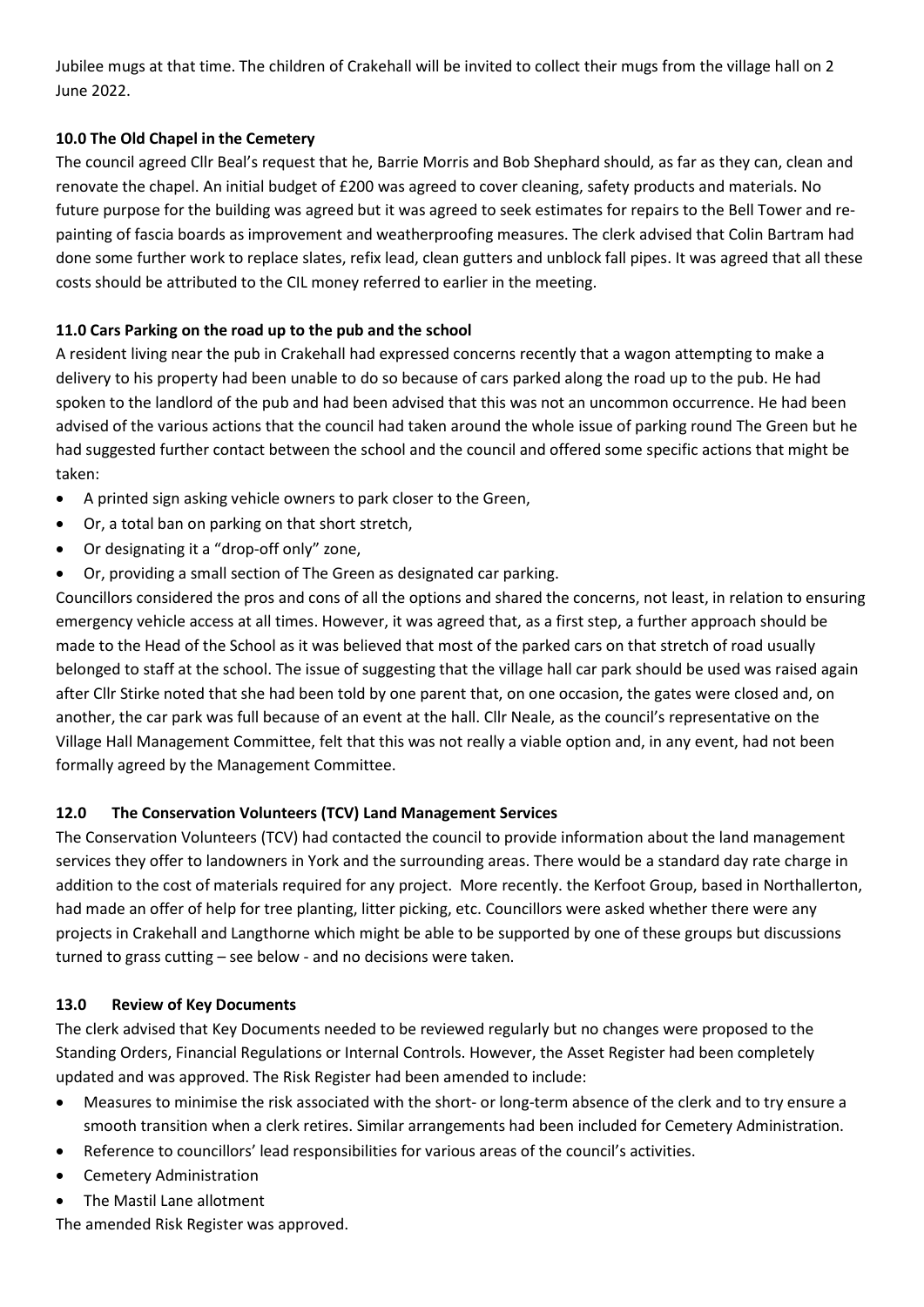Jubilee mugs at that time. The children of Crakehall will be invited to collect their mugs from the village hall on 2 June 2022.

### 10.0 The Old Chapel in the Cemetery

The council agreed Cllr Beal's request that he, Barrie Morris and Bob Shephard should, as far as they can, clean and renovate the chapel. An initial budget of £200 was agreed to cover cleaning, safety products and materials. No future purpose for the building was agreed but it was agreed to seek estimates for repairs to the Bell Tower and re-painting of fascia boards as improvement and weatherproofing measures. The clerk advised that Colin Bartram had done some further work to replace slates, refix lead, clean gutters and unblock fall pipes. It was agreed that all these costs should be attributed to the CIL money referred to earlier in the meeting.

### 11.0 Cars Parking on the road up to the pub and the school

A resident living near the pub in Crakehall had expressed concerns recently that a wagon attempting to make a delivery to his property had been unable to do so because of cars parked along the road up to the pub. He had spoken to the landlord of the pub and had been advised that this was not an uncommon occurrence. He had been advised of the various actions that the council had taken around the whole issue of parking round The Green but he had suggested further contact between the school and the council and offered some specific actions that might be taken:

- A printed sign asking vehicle owners to park closer to the Green,
- Or, a total ban on parking on that short stretch,
- Or designating it a "drop-off only" zone,
- Or, providing a small section of The Green as designated car parking.

Councillors considered the pros and cons of all the options and shared the concerns, not least, in relation to ensuring emergency vehicle access at all times. However, it was agreed that, as a first step, a further approach should be made to the Head of the School as it was believed that most of the parked cars on that stretch of road usually belonged to staff at the school. The issue of suggesting that the village hall car park should be used was raised again after Cllr Stirke noted that she had been told by one parent that, on one occasion, the gates were closed and, on another, the car park was full because of an event at the hall. Cllr Neale, as the council's representative on the Village Hall Management Committee, felt that this was not really a viable option and, in any event, had not been formally agreed by the Management Committee.

### 12.0 The Conservation Volunteers (TCV) Land Management Services

The Conservation Volunteers (TCV) had contacted the council to provide information about the land management services they offer to landowners in York and the surrounding areas. There would be a standard day rate charge in addition to the cost of materials required for any project. More recently. the Kerfoot Group, based in Northallerton, had made an offer of help for tree planting, litter picking, etc. Councillors were asked whether there were any projects in Crakehall and Langthorne which might be able to be supported by one of these groups but discussions turned to grass cutting – see below - and no decisions were taken.

### 13.0 Review of Key Documents

The clerk advised that Key Documents needed to be reviewed regularly but no changes were proposed to the Standing Orders, Financial Regulations or Internal Controls. However, the Asset Register had been completely updated and was approved. The Risk Register had been amended to include:

- Measures to minimise the risk associated with the short- or long-term absence of the clerk and to try ensure a smooth transition when a clerk retires. Similar arrangements had been included for Cemetery Administration.
- Reference to councillors' lead responsibilities for various areas of the council's activities.
- Cemetery Administration
- The Mastil Lane allotment

The amended Risk Register was approved.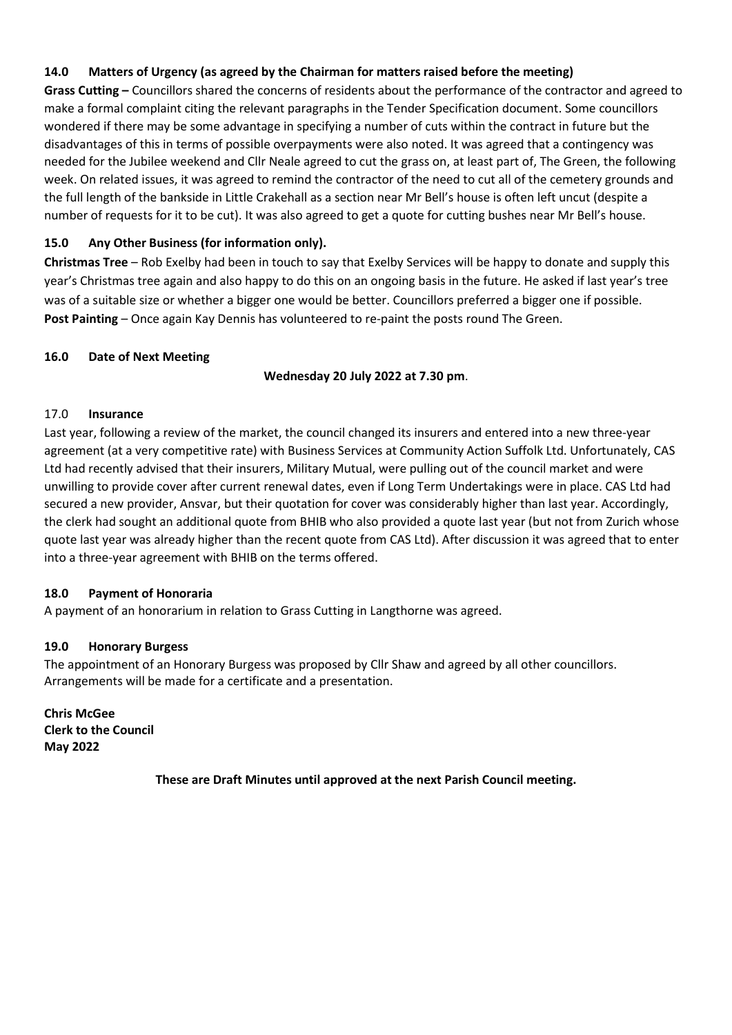### 14.0 Matters of Urgency (as agreed by the Chairman for matters raised before the meeting)

**Grass Cutting –** Councillors shared the concerns of residents about the performance of the contractor and agreed to make a formal complaint citing the relevant paragraphs in the Tender Specification document. Some councillors wondered if there may be some advantage in specifying a number of cuts within the contract in future but the disadvantages of this in terms of possible overpayments were also noted. It was agreed that a contingency was needed for the Jubilee weekend and Cllr Neale agreed to cut the grass on, at least part of, The Green, the following week. On related issues, it was agreed to remind the contractor of the need to cut all of the cemetery grounds and the full length of the bankside in Little Crakehall as a section near Mr Bell's house is often left uncut (despite a number of requests for it to be cut). It was also agreed to get a quote for cutting bushes near Mr Bell's house.

### 15.0 Any Other Business (for information only).

**Christmas Tree** – Rob Exelby had been in touch to say that Exelby Services will be happy to donate and supply this year's Christmas tree again and also happy to do this on an ongoing basis in the future. He asked if last year's tree was of a suitable size or whether a bigger one would be better. Councillors preferred a bigger one if possible.
**Post Painting** – Once again Kay Dennis has volunteered to re-paint the posts round The Green.

### 16.0 Date of Next Meeting

**Wednesday 20 July 2022 at 7.30 pm**.

### 17.0 Insurance

Last year, following a review of the market, the council changed its insurers and entered into a new three-year agreement (at a very competitive rate) with Business Services at Community Action Suffolk Ltd. Unfortunately, CAS Ltd had recently advised that their insurers, Military Mutual, were pulling out of the council market and were unwilling to provide cover after current renewal dates, even if Long Term Undertakings were in place. CAS Ltd had secured a new provider, Ansvar, but their quotation for cover was considerably higher than last year. Accordingly, the clerk had sought an additional quote from BHIB who also provided a quote last year (but not from Zurich whose quote last year was already higher than the recent quote from CAS Ltd). After discussion it was agreed that to enter into a three-year agreement with BHIB on the terms offered.

### 18.0 Payment of Honoraria

A payment of an honorarium in relation to Grass Cutting in Langthorne was agreed.

### 19.0 Honorary Burgess

The appointment of an Honorary Burgess was proposed by Cllr Shaw and agreed by all other councillors. Arrangements will be made for a certificate and a presentation.

**Chris McGee**
**Clerk to the Council**
**May 2022**

**These are Draft Minutes until approved at the next Parish Council meeting.**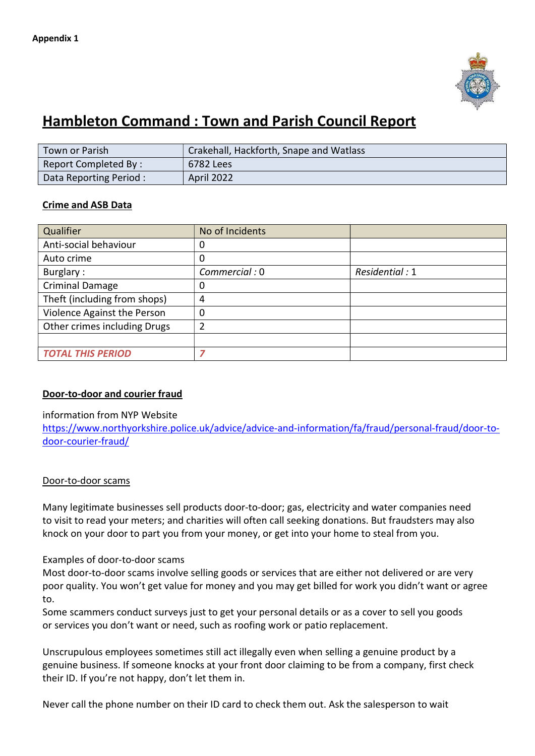**Appendix 1**

# Hambleton Command : Town and Parish Council Report

| Town or Parish | Crakehall, Hackforth, Snape and Watlass |
|---|---|
| Report Completed By : | 6782 Lees |
| Data Reporting Period : | April 2022 |

## Crime and ASB Data

| Qualifier | No of Incidents | |
|---|---|---|
| Anti-social behaviour | 0 | |
| Auto crime | 0 | |
| Burglary : | *Commercial : 0* | *Residential : 1* |
| Criminal Damage | 0 | |
| Theft (including from shops) | 4 | |
| Violence Against the Person | 0 | |
| Other crimes including Drugs | 2 | |
| | | |
| ***TOTAL THIS PERIOD*** | ***7*** | |

## Door-to-door and courier fraud

information from NYP Website
https://www.northyorkshire.police.uk/advice/advice-and-information/fa/fraud/personal-fraud/door-to-door-courier-fraud/

### Door-to-door scams

Many legitimate businesses sell products door-to-door; gas, electricity and water companies need to visit to read your meters; and charities will often call seeking donations. But fraudsters may also knock on your door to part you from your money, or get into your home to steal from you.

Examples of door-to-door scams
Most door-to-door scams involve selling goods or services that are either not delivered or are very poor quality. You won't get value for money and you may get billed for work you didn't want or agree to.
Some scammers conduct surveys just to get your personal details or as a cover to sell you goods or services you don't want or need, such as roofing work or patio replacement.

Unscrupulous employees sometimes still act illegally even when selling a genuine product by a genuine business. If someone knocks at your front door claiming to be from a company, first check their ID. If you're not happy, don't let them in.

Never call the phone number on their ID card to check them out. Ask the salesperson to wait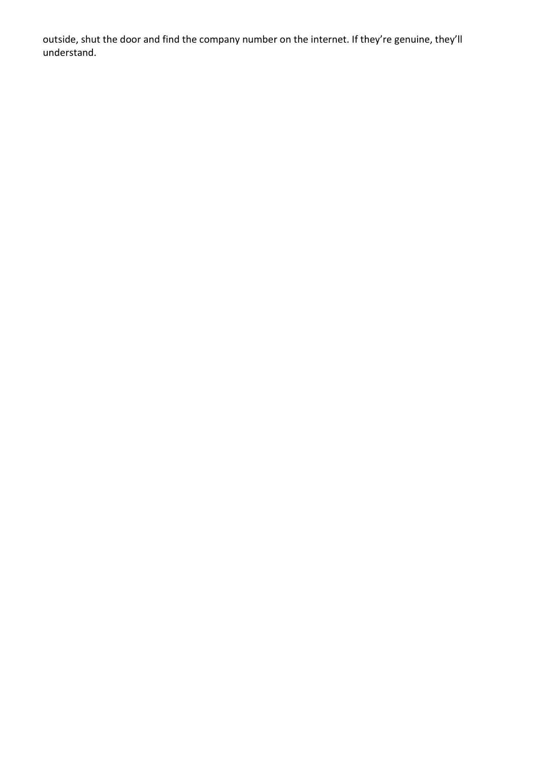outside, shut the door and find the company number on the internet. If they're genuine, they'll understand.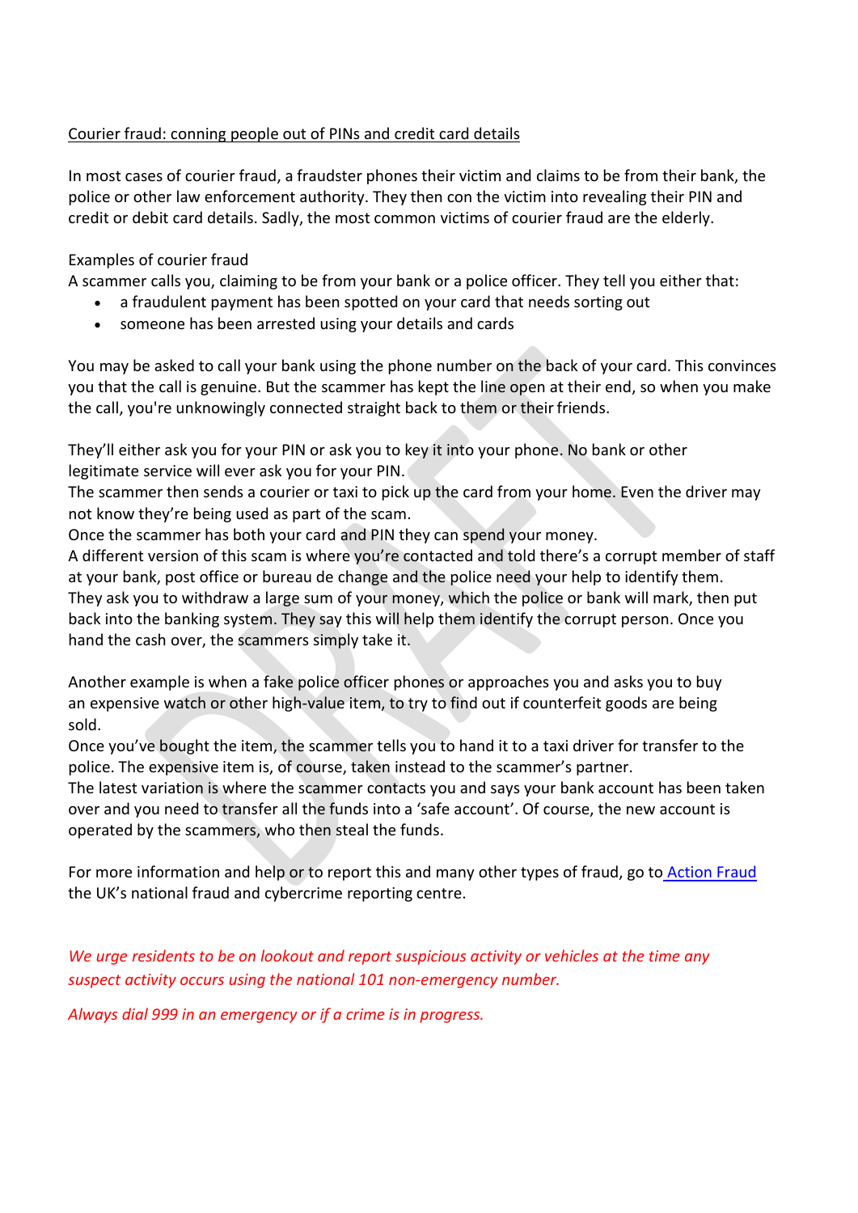Courier fraud: conning people out of PINs and credit card details

In most cases of courier fraud, a fraudster phones their victim and claims to be from their bank, the police or other law enforcement authority. They then con the victim into revealing their PIN and credit or debit card details. Sadly, the most common victims of courier fraud are the elderly.

Examples of courier fraud

A scammer calls you, claiming to be from your bank or a police officer. They tell you either that:

- a fraudulent payment has been spotted on your card that needs sorting out
- someone has been arrested using your details and cards

You may be asked to call your bank using the phone number on the back of your card. This convinces you that the call is genuine. But the scammer has kept the line open at their end, so when you make the call, you're unknowingly connected straight back to them or their friends.

They'll either ask you for your PIN or ask you to key it into your phone. No bank or other legitimate service will ever ask you for your PIN.

The scammer then sends a courier or taxi to pick up the card from your home. Even the driver may not know they're being used as part of the scam.

Once the scammer has both your card and PIN they can spend your money.

A different version of this scam is where you're contacted and told there's a corrupt member of staff at your bank, post office or bureau de change and the police need your help to identify them. They ask you to withdraw a large sum of your money, which the police or bank will mark, then put back into the banking system. They say this will help them identify the corrupt person. Once you hand the cash over, the scammers simply take it.

Another example is when a fake police officer phones or approaches you and asks you to buy an expensive watch or other high-value item, to try to find out if counterfeit goods are being sold.

Once you've bought the item, the scammer tells you to hand it to a taxi driver for transfer to the police. The expensive item is, of course, taken instead to the scammer's partner.

The latest variation is where the scammer contacts you and says your bank account has been taken over and you need to transfer all the funds into a 'safe account'. Of course, the new account is operated by the scammers, who then steal the funds.

For more information and help or to report this and many other types of fraud, go to Action Fraud the UK's national fraud and cybercrime reporting centre.

*We urge residents to be on lookout and report suspicious activity or vehicles at the time any suspect activity occurs using the national 101 non-emergency number.*

*Always dial 999 in an emergency or if a crime is in progress.*